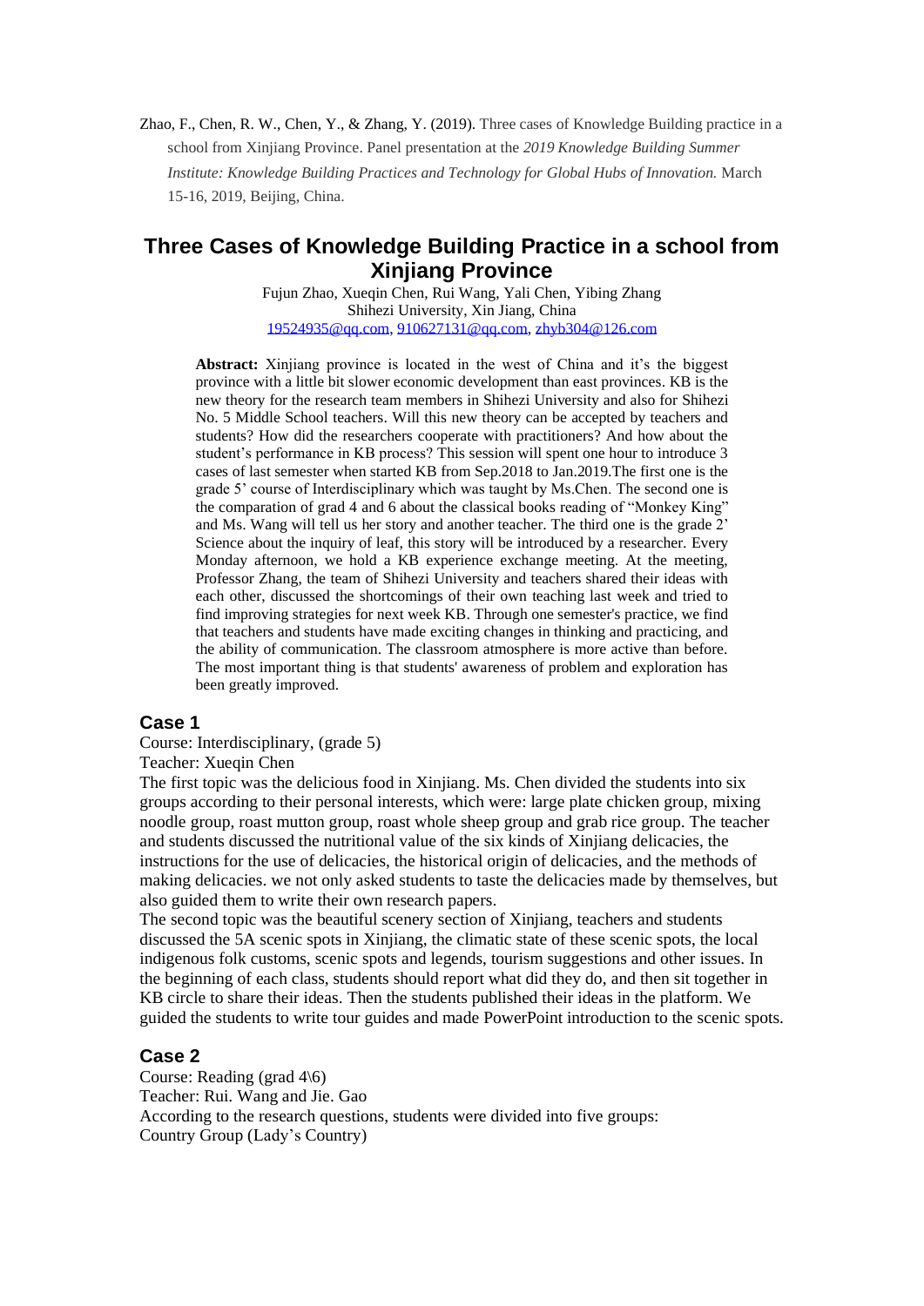Zhao, F., Chen, R. W., Chen, Y., & Zhang, Y. (2019). Three cases of Knowledge Building practice in a school from Xinjiang Province. Panel presentation at the *2019 Knowledge Building Summer Institute: Knowledge Building Practices and Technology for Global Hubs of Innovation.* March 15-16, 2019, Beijing, China.

# Three Cases of Knowledge Building Practice in a school from Xinjiang Province

Fujun Zhao, Xueqin Chen, Rui Wang, Yali Chen, Yibing Zhang
Shihezi University, Xin Jiang, China
19524935@qq.com, 910627131@qq.com, zhyb304@126.com

**Abstract:** Xinjiang province is located in the west of China and it's the biggest province with a little bit slower economic development than east provinces. KB is the new theory for the research team members in Shihezi University and also for Shihezi No. 5 Middle School teachers. Will this new theory can be accepted by teachers and students? How did the researchers cooperate with practitioners? And how about the student's performance in KB process? This session will spent one hour to introduce 3 cases of last semester when started KB from Sep.2018 to Jan.2019.The first one is the grade 5' course of Interdisciplinary which was taught by Ms.Chen. The second one is the comparation of grad 4 and 6 about the classical books reading of "Monkey King" and Ms. Wang will tell us her story and another teacher. The third one is the grade 2' Science about the inquiry of leaf, this story will be introduced by a researcher. Every Monday afternoon, we hold a KB experience exchange meeting. At the meeting, Professor Zhang, the team of Shihezi University and teachers shared their ideas with each other, discussed the shortcomings of their own teaching last week and tried to find improving strategies for next week KB. Through one semester's practice, we find that teachers and students have made exciting changes in thinking and practicing, and the ability of communication. The classroom atmosphere is more active than before. The most important thing is that students' awareness of problem and exploration has been greatly improved.

## Case 1

Course: Interdisciplinary, (grade 5)
Teacher: Xueqin Chen

The first topic was the delicious food in Xinjiang. Ms. Chen divided the students into six groups according to their personal interests, which were: large plate chicken group, mixing noodle group, roast mutton group, roast whole sheep group and grab rice group. The teacher and students discussed the nutritional value of the six kinds of Xinjiang delicacies, the instructions for the use of delicacies, the historical origin of delicacies, and the methods of making delicacies. we not only asked students to taste the delicacies made by themselves, but also guided them to write their own research papers.

The second topic was the beautiful scenery section of Xinjiang, teachers and students discussed the 5A scenic spots in Xinjiang, the climatic state of these scenic spots, the local indigenous folk customs, scenic spots and legends, tourism suggestions and other issues. In the beginning of each class, students should report what did they do, and then sit together in KB circle to share their ideas. Then the students published their ideas in the platform. We guided the students to write tour guides and made PowerPoint introduction to the scenic spots.

## Case 2

Course: Reading (grad 4\6)
Teacher: Rui. Wang and Jie. Gao

According to the research questions, students were divided into five groups:

Country Group (Lady's Country)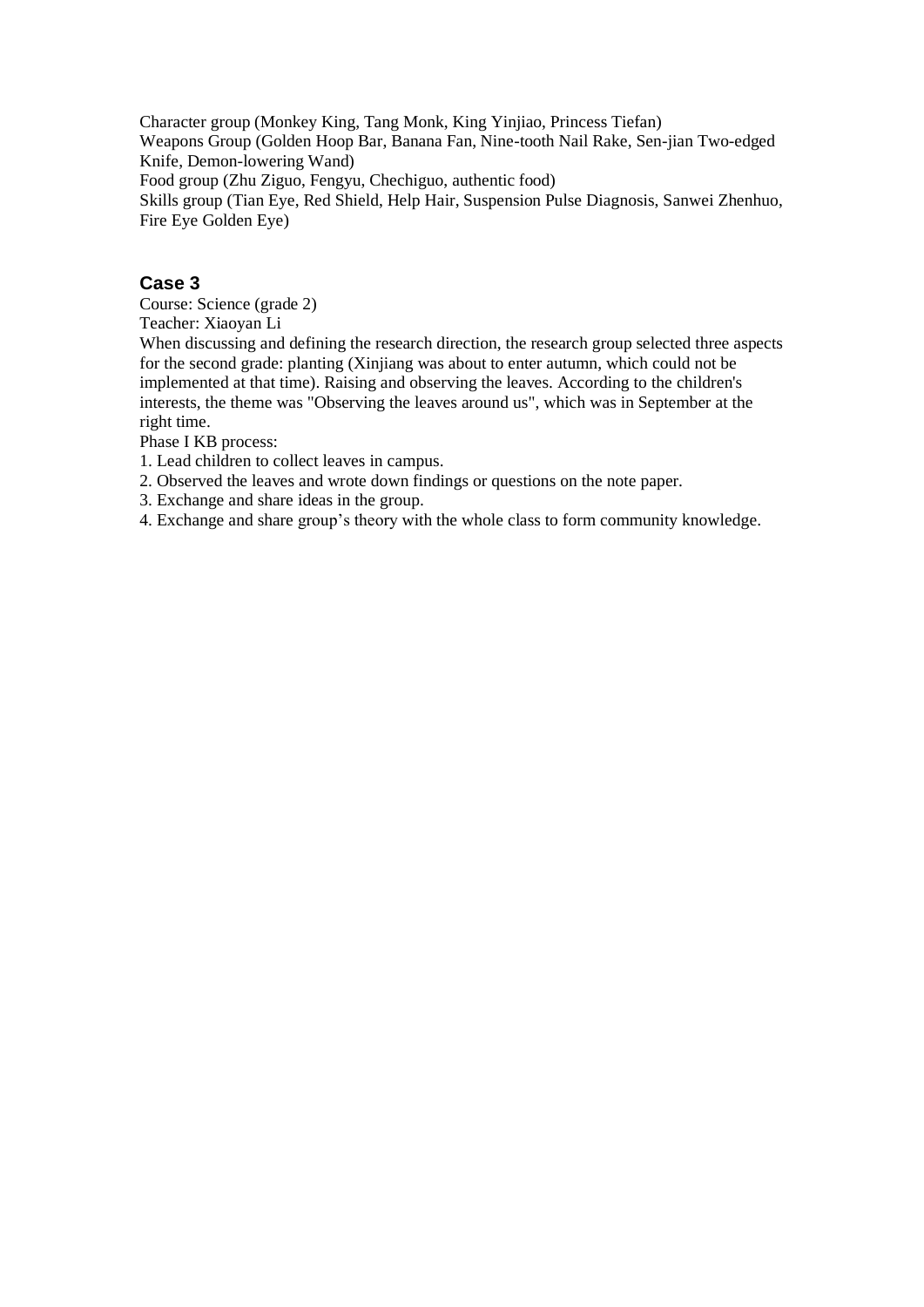Character group (Monkey King, Tang Monk, King Yinjiao, Princess Tiefan)
Weapons Group (Golden Hoop Bar, Banana Fan, Nine-tooth Nail Rake, Sen-jian Two-edged Knife, Demon-lowering Wand)
Food group (Zhu Ziguo, Fengyu, Chechiguo, authentic food)
Skills group (Tian Eye, Red Shield, Help Hair, Suspension Pulse Diagnosis, Sanwei Zhenhuo, Fire Eye Golden Eye)

## Case 3

Course: Science (grade 2)
Teacher: Xiaoyan Li
When discussing and defining the research direction, the research group selected three aspects for the second grade: planting (Xinjiang was about to enter autumn, which could not be implemented at that time). Raising and observing the leaves. According to the children's interests, the theme was "Observing the leaves around us", which was in September at the right time.
Phase I KB process:

1. Lead children to collect leaves in campus.
2. Observed the leaves and wrote down findings or questions on the note paper.
3. Exchange and share ideas in the group.
4. Exchange and share group's theory with the whole class to form community knowledge.